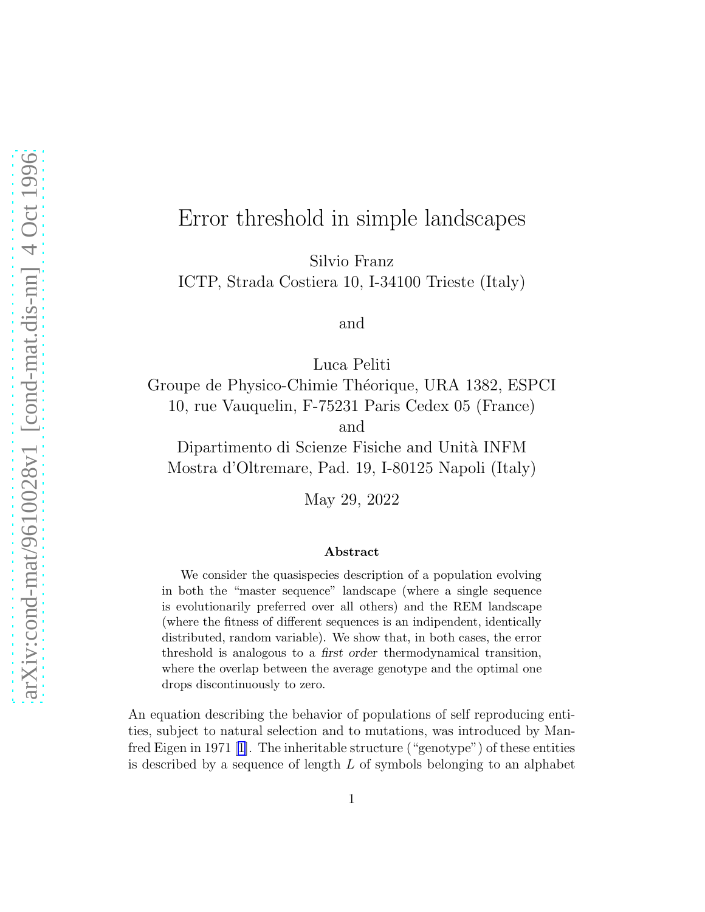# Error threshold in simple landscapes

Silvio Franz
ICTP, Strada Costiera 10, I-34100 Trieste (Italy)

and

Luca Peliti
Groupe de Physico-Chimie Théorique, URA 1382, ESPCI
10, rue Vauquelin, F-75231 Paris Cedex 05 (France)
and
Dipartimento di Scienze Fisiche and Unità INFM
Mostra d'Oltremare, Pad. 19, I-80125 Napoli (Italy)

May 29, 2022

### Abstract

We consider the quasispecies description of a population evolving in both the "master sequence" landscape (where a single sequence is evolutionarily preferred over all others) and the REM landscape (where the fitness of different sequences is an indipendent, identically distributed, random variable). We show that, in both cases, the error threshold is analogous to a *first order* thermodynamical transition, where the overlap between the average genotype and the optimal one drops discontinuously to zero.

An equation describing the behavior of populations of self reproducing entities, subject to natural selection and to mutations, was introduced by Manfred Eigen in 1971 [1]. The inheritable structure ("genotype") of these entities is described by a sequence of length $L$ of symbols belonging to an alphabet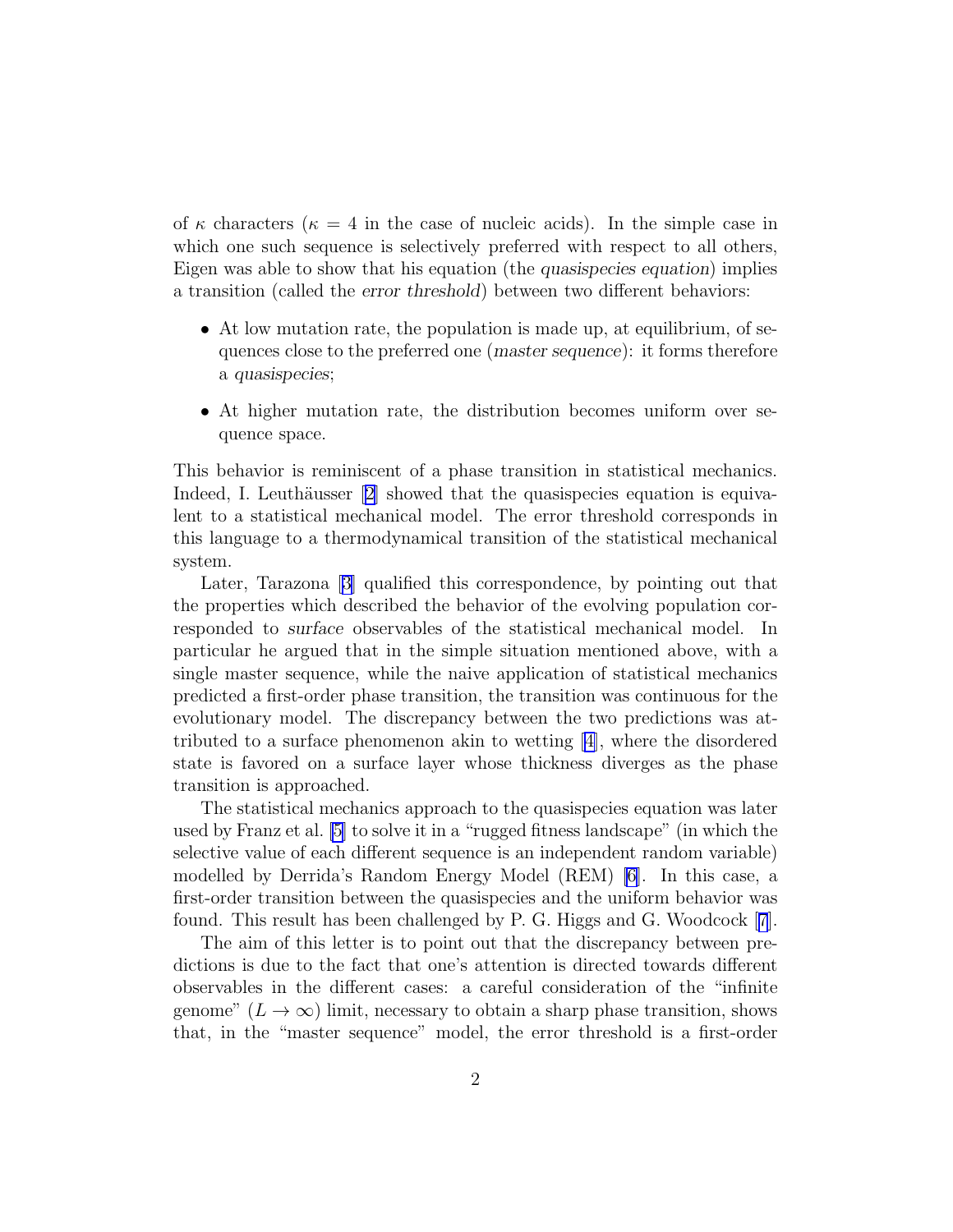of $\kappa$ characters ($\kappa = 4$ in the case of nucleic acids). In the simple case in which one such sequence is selectively preferred with respect to all others, Eigen was able to show that his equation (the *quasispecies equation*) implies a transition (called the *error threshold*) between two different behaviors:

- At low mutation rate, the population is made up, at equilibrium, of sequences close to the preferred one (*master sequence*): it forms therefore a *quasispecies*;
- At higher mutation rate, the distribution becomes uniform over sequence space.

This behavior is reminiscent of a phase transition in statistical mechanics. Indeed, I. Leuthäusser [2] showed that the quasispecies equation is equivalent to a statistical mechanical model. The error threshold corresponds in this language to a thermodynamical transition of the statistical mechanical system.

Later, Tarazona [3] qualified this correspondence, by pointing out that the properties which described the behavior of the evolving population corresponded to *surface* observables of the statistical mechanical model. In particular he argued that in the simple situation mentioned above, with a single master sequence, while the naive application of statistical mechanics predicted a first-order phase transition, the transition was continuous for the evolutionary model. The discrepancy between the two predictions was attributed to a surface phenomenon akin to wetting [4], where the disordered state is favored on a surface layer whose thickness diverges as the phase transition is approached.

The statistical mechanics approach to the quasispecies equation was later used by Franz et al. [5] to solve it in a "rugged fitness landscape" (in which the selective value of each different sequence is an independent random variable) modelled by Derrida's Random Energy Model (REM) [6]. In this case, a first-order transition between the quasispecies and the uniform behavior was found. This result has been challenged by P. G. Higgs and G. Woodcock [7].

The aim of this letter is to point out that the discrepancy between predictions is due to the fact that one's attention is directed towards different observables in the different cases: a careful consideration of the "infinite genome" ($L \to \infty$) limit, necessary to obtain a sharp phase transition, shows that, in the "master sequence" model, the error threshold is a first-order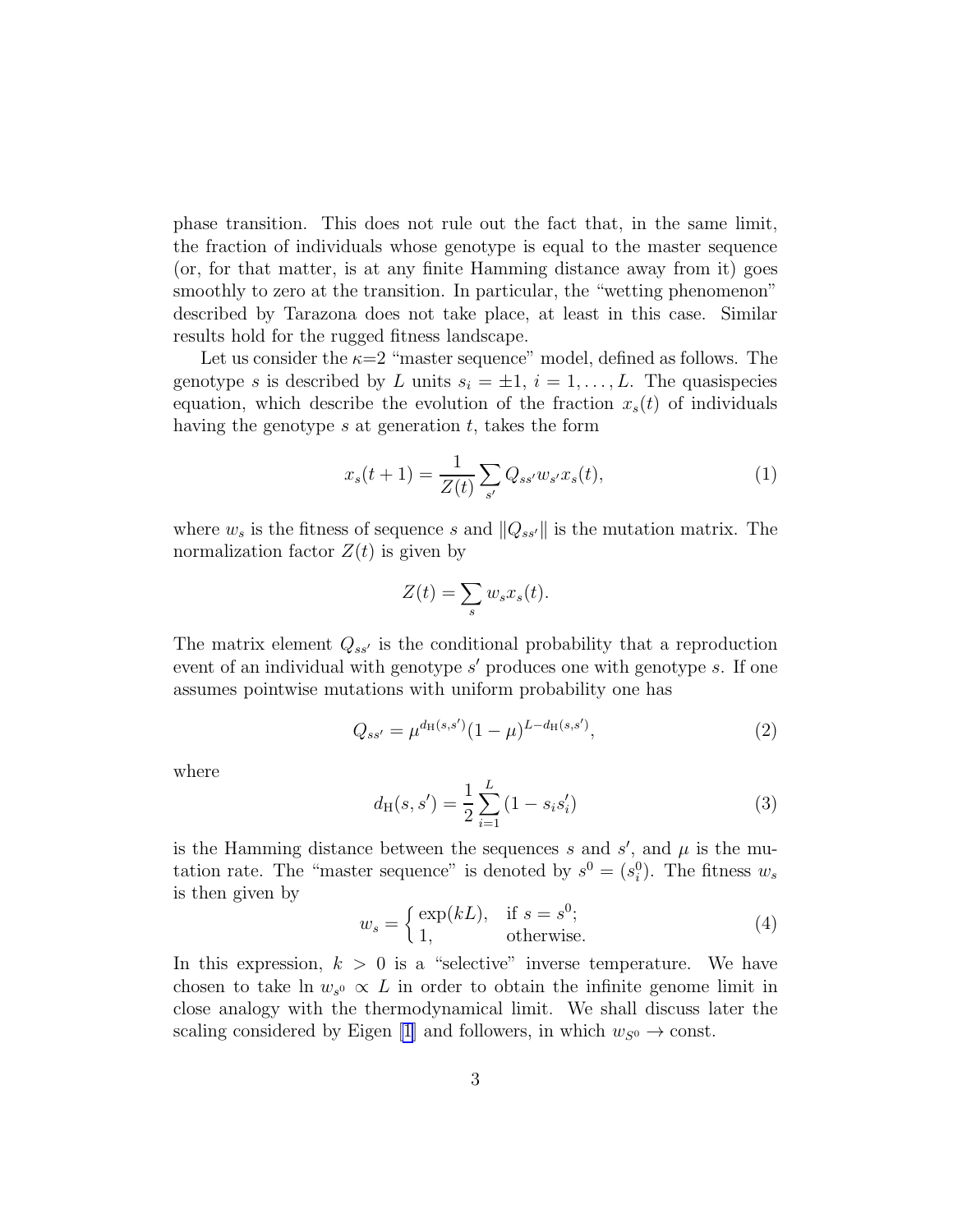phase transition. This does not rule out the fact that, in the same limit, the fraction of individuals whose genotype is equal to the master sequence (or, for that matter, is at any finite Hamming distance away from it) goes smoothly to zero at the transition. In particular, the "wetting phenomenon" described by Tarazona does not take place, at least in this case. Similar results hold for the rugged fitness landscape.

Let us consider the $\kappa$=2 "master sequence" model, defined as follows. The genotype $s$ is described by $L$ units $s_i = \pm 1$, $i = 1, \ldots, L$. The quasispecies equation, which describe the evolution of the fraction $x_s(t)$ of individuals having the genotype $s$ at generation $t$, takes the form

$$x_s(t+1) = \frac{1}{Z(t)} \sum_{s'} Q_{ss'} w_{s'} x_s(t), \tag{1}$$

where $w_s$ is the fitness of sequence $s$ and $\|Q_{ss'}\|$ is the mutation matrix. The normalization factor $Z(t)$ is given by

$$Z(t) = \sum_s w_s x_s(t).$$

The matrix element $Q_{ss'}$ is the conditional probability that a reproduction event of an individual with genotype $s'$ produces one with genotype $s$. If one assumes pointwise mutations with uniform probability one has

$$Q_{ss'} = \mu^{d_{\rm H}(s,s')} (1-\mu)^{L - d_{\rm H}(s,s')}, \tag{2}$$

where

$$d_{\rm H}(s, s') = \frac{1}{2} \sum_{i=1}^{L} (1 - s_i s'_i) \tag{3}$$

is the Hamming distance between the sequences $s$ and $s'$, and $\mu$ is the mutation rate. The "master sequence" is denoted by $s^0 = (s_i^0)$. The fitness $w_s$ is then given by

$$w_s = \begin{cases} \exp(kL), & \text{if } s = s^0; \\ 1, & \text{otherwise.} \end{cases} \tag{4}$$

In this expression, $k > 0$ is a "selective" inverse temperature. We have chosen to take $\ln w_{s^0} \propto L$ in order to obtain the infinite genome limit in close analogy with the thermodynamical limit. We shall discuss later the scaling considered by Eigen [1] and followers, in which $w_{S^0} \to$ const.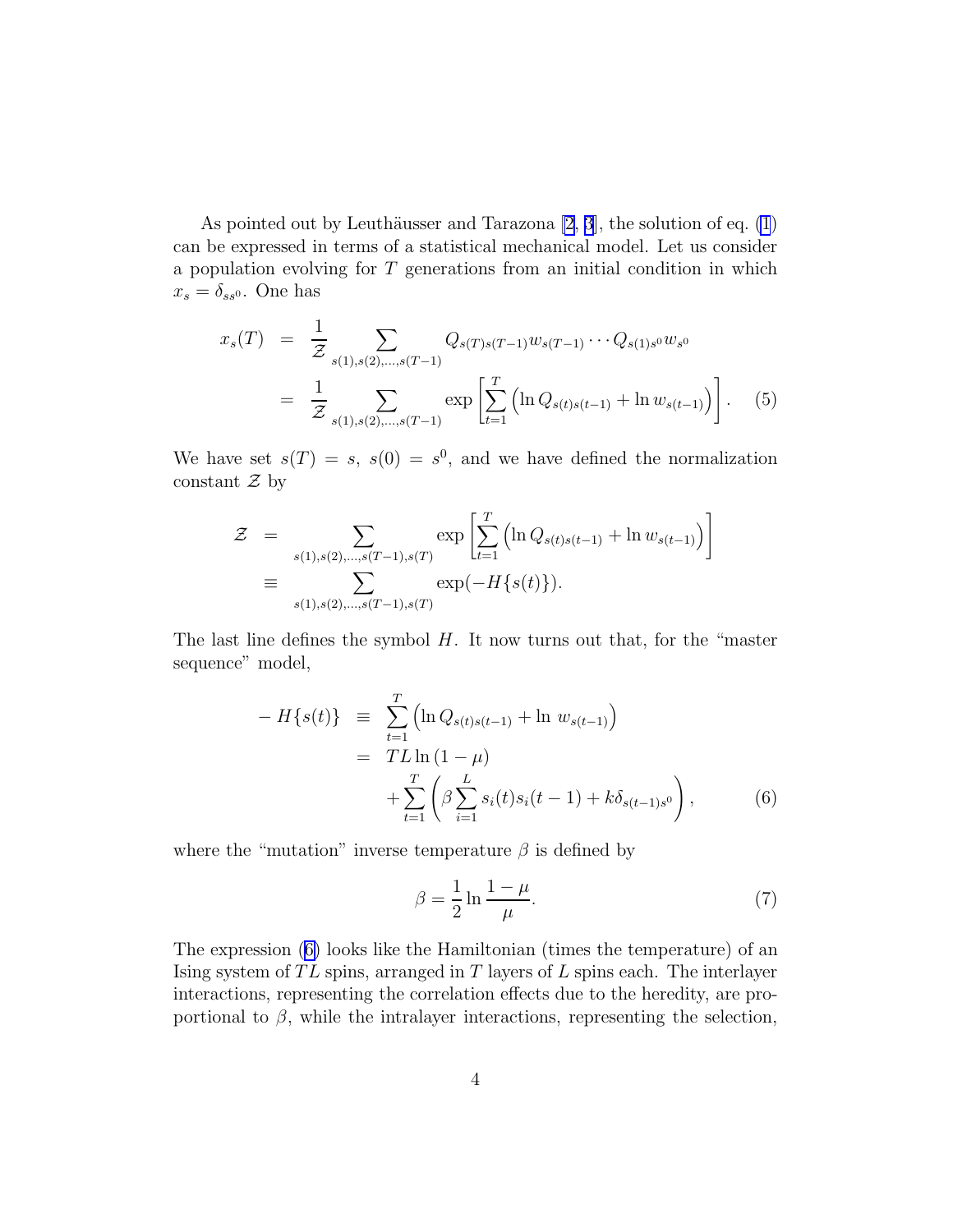As pointed out by Leuthäusser and Tarazona [2, 3], the solution of eq. (1) can be expressed in terms of a statistical mechanical model. Let us consider a population evolving for $T$ generations from an initial condition in which $x_s = \delta_{ss^0}$. One has

$$
\begin{aligned}
x_s(T) &= \frac{1}{\mathcal{Z}} \sum_{s(1),s(2),\ldots,s(T-1)} Q_{s(T)s(T-1)} w_{s(T-1)} \cdots Q_{s(1)s^0} w_{s^0} \\
&= \frac{1}{\mathcal{Z}} \sum_{s(1),s(2),\ldots,s(T-1)} \exp\left[\sum_{t=1}^{T} \left(\ln Q_{s(t)s(t-1)} + \ln w_{s(t-1)}\right)\right]. \quad (5)
\end{aligned}
$$

We have set $s(T) = s$, $s(0) = s^0$, and we have defined the normalization constant $\mathcal{Z}$ by

$$
\begin{aligned}
\mathcal{Z} &= \sum_{s(1),s(2),\ldots,s(T-1),s(T)} \exp\left[\sum_{t=1}^{T} \left(\ln Q_{s(t)s(t-1)} + \ln w_{s(t-1)}\right)\right] \\
&\equiv \sum_{s(1),s(2),\ldots,s(T-1),s(T)} \exp(-H\{s(t)\}).
\end{aligned}
$$

The last line defines the symbol $H$. It now turns out that, for the "master sequence" model,

$$
\begin{aligned}
-H\{s(t)\} &\equiv \sum_{t=1}^{T} \left(\ln Q_{s(t)s(t-1)} + \ln\, w_{s(t-1)}\right) \\
&= TL\ln(1-\mu) \\
&\quad + \sum_{t=1}^{T} \left(\beta \sum_{i=1}^{L} s_i(t) s_i(t-1) + k\delta_{s(t-1)s^0}\right), \quad (6)
\end{aligned}
$$

where the "mutation" inverse temperature $\beta$ is defined by

$$
\beta = \frac{1}{2} \ln \frac{1-\mu}{\mu}. \quad (7)
$$

The expression (6) looks like the Hamiltonian (times the temperature) of an Ising system of $TL$ spins, arranged in $T$ layers of $L$ spins each. The interlayer interactions, representing the correlation effects due to the heredity, are proportional to $\beta$, while the intralayer interactions, representing the selection,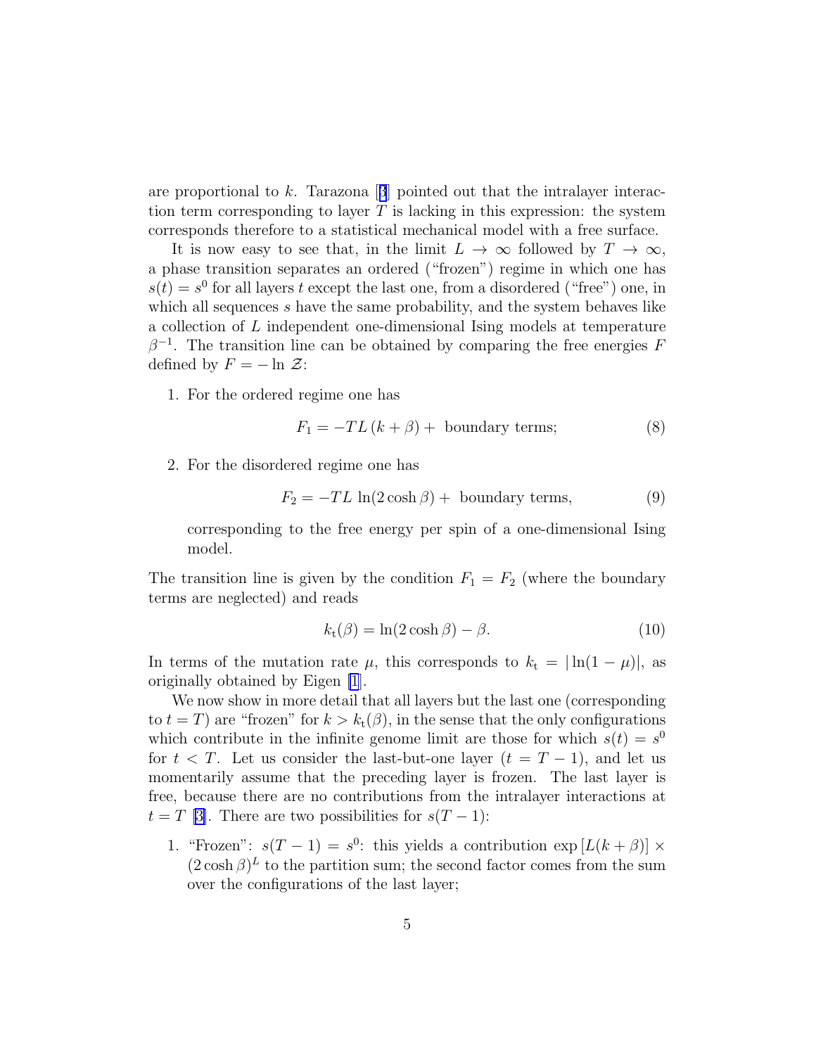are proportional to $k$. Tarazona [3] pointed out that the intralayer interaction term corresponding to layer $T$ is lacking in this expression: the system corresponds therefore to a statistical mechanical model with a free surface.

It is now easy to see that, in the limit $L \to \infty$ followed by $T \to \infty$, a phase transition separates an ordered ("frozen") regime in which one has $s(t) = s^0$ for all layers $t$ except the last one, from a disordered ("free") one, in which all sequences $s$ have the same probability, and the system behaves like a collection of $L$ independent one-dimensional Ising models at temperature $\beta^{-1}$. The transition line can be obtained by comparing the free energies $F$ defined by $F = -\ln \mathcal{Z}$:

1. For the ordered regime one has

$$F_1 = -TL\,(k + \beta) + \text{ boundary terms;} \tag{8}$$

2. For the disordered regime one has

$$F_2 = -TL\,\ln(2\cosh\beta) + \text{ boundary terms,} \tag{9}$$

   corresponding to the free energy per spin of a one-dimensional Ising model.

The transition line is given by the condition $F_1 = F_2$ (where the boundary terms are neglected) and reads

$$k_{\mathrm{t}}(\beta) = \ln(2\cosh\beta) - \beta. \tag{10}$$

In terms of the mutation rate $\mu$, this corresponds to $k_{\mathrm{t}} = |\ln(1-\mu)|$, as originally obtained by Eigen [1].

We now show in more detail that all layers but the last one (corresponding to $t = T$) are "frozen" for $k > k_{\mathrm{t}}(\beta)$, in the sense that the only configurations which contribute in the infinite genome limit are those for which $s(t) = s^0$ for $t < T$. Let us consider the last-but-one layer ($t = T-1$), and let us momentarily assume that the preceding layer is frozen. The last layer is free, because there are no contributions from the intralayer interactions at $t = T$ [3]. There are two possibilities for $s(T-1)$:

1. "Frozen": $s(T-1) = s^0$: this yields a contribution $\exp\left[L(k+\beta)\right] \times (2\cosh\beta)^L$ to the partition sum; the second factor comes from the sum over the configurations of the last layer;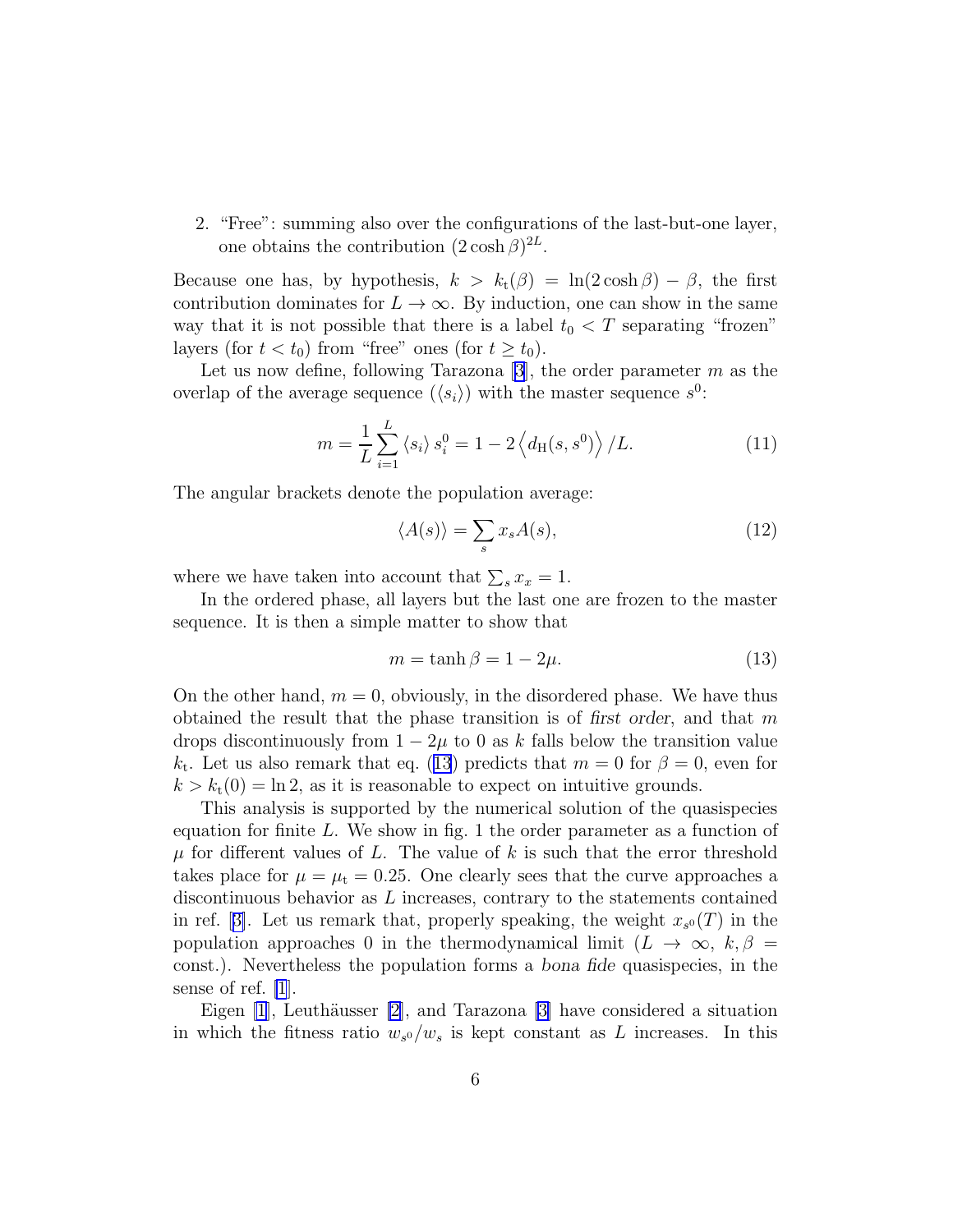2. "Free": summing also over the configurations of the last-but-one layer, one obtains the contribution $(2\cosh\beta)^{2L}$.

Because one has, by hypothesis, $k > k_{\mathrm{t}}(\beta) = \ln(2\cosh\beta) - \beta$, the first contribution dominates for $L \to \infty$. By induction, one can show in the same way that it is not possible that there is a label $t_0 < T$ separating "frozen" layers (for $t < t_0$) from "free" ones (for $t \geq t_0$).

Let us now define, following Tarazona [3], the order parameter $m$ as the overlap of the average sequence ($\langle s_i \rangle$) with the master sequence $s^0$:

$$m = \frac{1}{L}\sum_{i=1}^{L} \langle s_i \rangle \, s_i^0 = 1 - 2\left\langle d_{\mathrm{H}}(s, s^0)\right\rangle / L. \tag{11}$$

The angular brackets denote the population average:

$$\langle A(s) \rangle = \sum_s x_s A(s), \tag{12}$$

where we have taken into account that $\sum_s x_x = 1$.

In the ordered phase, all layers but the last one are frozen to the master sequence. It is then a simple matter to show that

$$m = \tanh\beta = 1 - 2\mu. \tag{13}$$

On the other hand, $m = 0$, obviously, in the disordered phase. We have thus obtained the result that the phase transition is of *first order*, and that $m$ drops discontinuously from $1 - 2\mu$ to 0 as $k$ falls below the transition value $k_{\mathrm{t}}$. Let us also remark that eq. (13) predicts that $m = 0$ for $\beta = 0$, even for $k > k_{\mathrm{t}}(0) = \ln 2$, as it is reasonable to expect on intuitive grounds.

This analysis is supported by the numerical solution of the quasispecies equation for finite $L$. We show in fig. 1 the order parameter as a function of $\mu$ for different values of $L$. The value of $k$ is such that the error threshold takes place for $\mu = \mu_{\mathrm{t}} = 0.25$. One clearly sees that the curve approaches a discontinuous behavior as $L$ increases, contrary to the statements contained in ref. [3]. Let us remark that, properly speaking, the weight $x_{s^0}(T)$ in the population approaches 0 in the thermodynamical limit ($L \to \infty$, $k, \beta =$ const.). Nevertheless the population forms a *bona fide* quasispecies, in the sense of ref. [1].

Eigen [1], Leuthäusser [2], and Tarazona [3] have considered a situation in which the fitness ratio $w_{s^0}/w_s$ is kept constant as $L$ increases. In this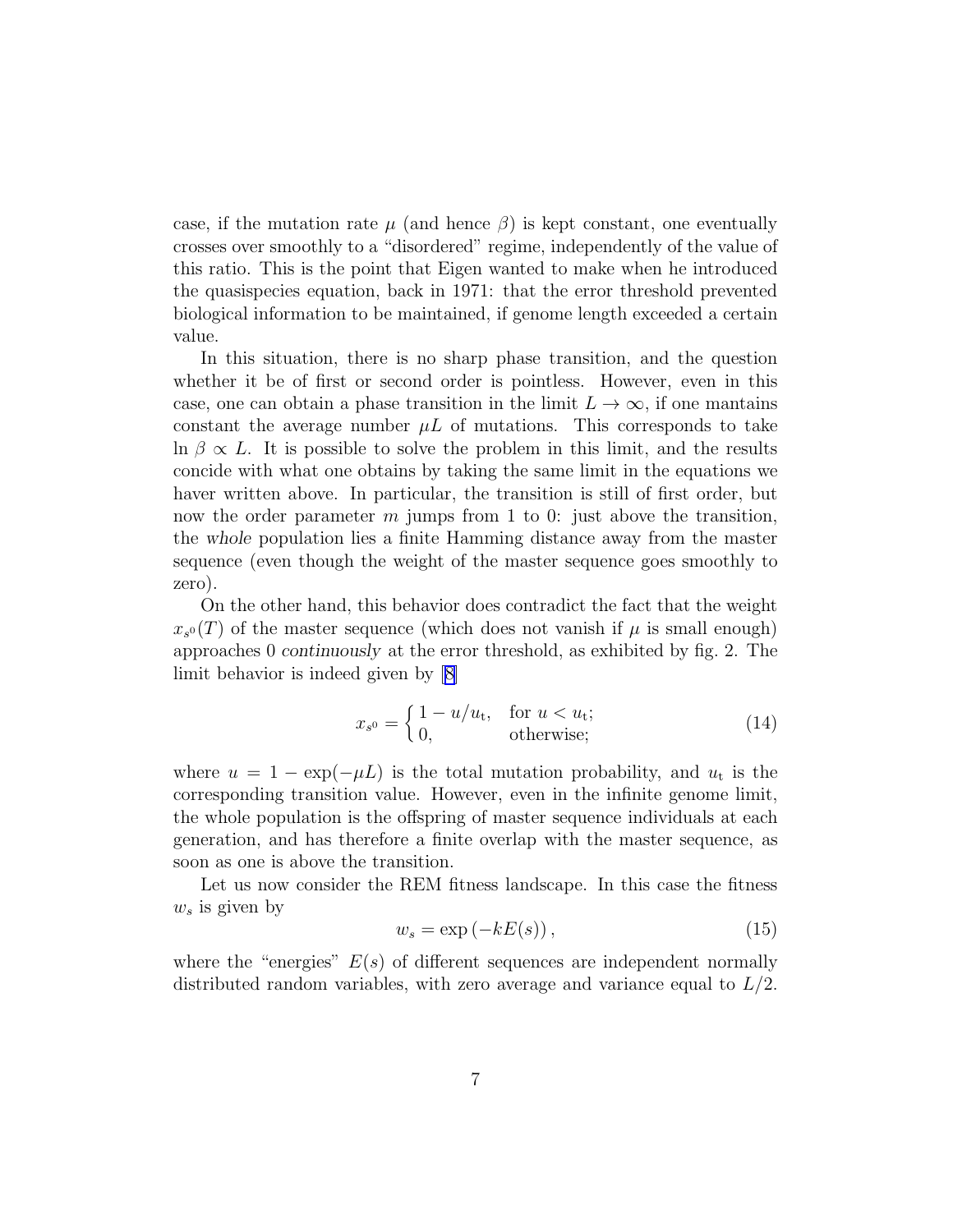case, if the mutation rate $\mu$ (and hence $\beta$) is kept constant, one eventually crosses over smoothly to a "disordered" regime, independently of the value of this ratio. This is the point that Eigen wanted to make when he introduced the quasispecies equation, back in 1971: that the error threshold prevented biological information to be maintained, if genome length exceeded a certain value.

In this situation, there is no sharp phase transition, and the question whether it be of first or second order is pointless. However, even in this case, one can obtain a phase transition in the limit $L \to \infty$, if one mantains constant the average number $\mu L$ of mutations. This corresponds to take $\ln \beta \propto L$. It is possible to solve the problem in this limit, and the results concide with what one obtains by taking the same limit in the equations we haver written above. In particular, the transition is still of first order, but now the order parameter $m$ jumps from 1 to 0: just above the transition, the *whole* population lies a finite Hamming distance away from the master sequence (even though the weight of the master sequence goes smoothly to zero).

On the other hand, this behavior does contradict the fact that the weight $x_{s^0}(T)$ of the master sequence (which does not vanish if $\mu$ is small enough) approaches 0 *continuously* at the error threshold, as exhibited by fig. 2. The limit behavior is indeed given by [8]

$$x_{s^0} = \begin{cases} 1 - u/u_{\mathrm{t}}, & \text{for } u < u_{\mathrm{t}}; \\ 0, & \text{otherwise;} \end{cases} \tag{14}$$

where $u = 1 - \exp(-\mu L)$ is the total mutation probability, and $u_{\mathrm{t}}$ is the corresponding transition value. However, even in the infinite genome limit, the whole population is the offspring of master sequence individuals at each generation, and has therefore a finite overlap with the master sequence, as soon as one is above the transition.

Let us now consider the REM fitness landscape. In this case the fitness $w_s$ is given by

$$w_s = \exp\left(-kE(s)\right), \tag{15}$$

where the "energies" $E(s)$ of different sequences are independent normally distributed random variables, with zero average and variance equal to $L/2$.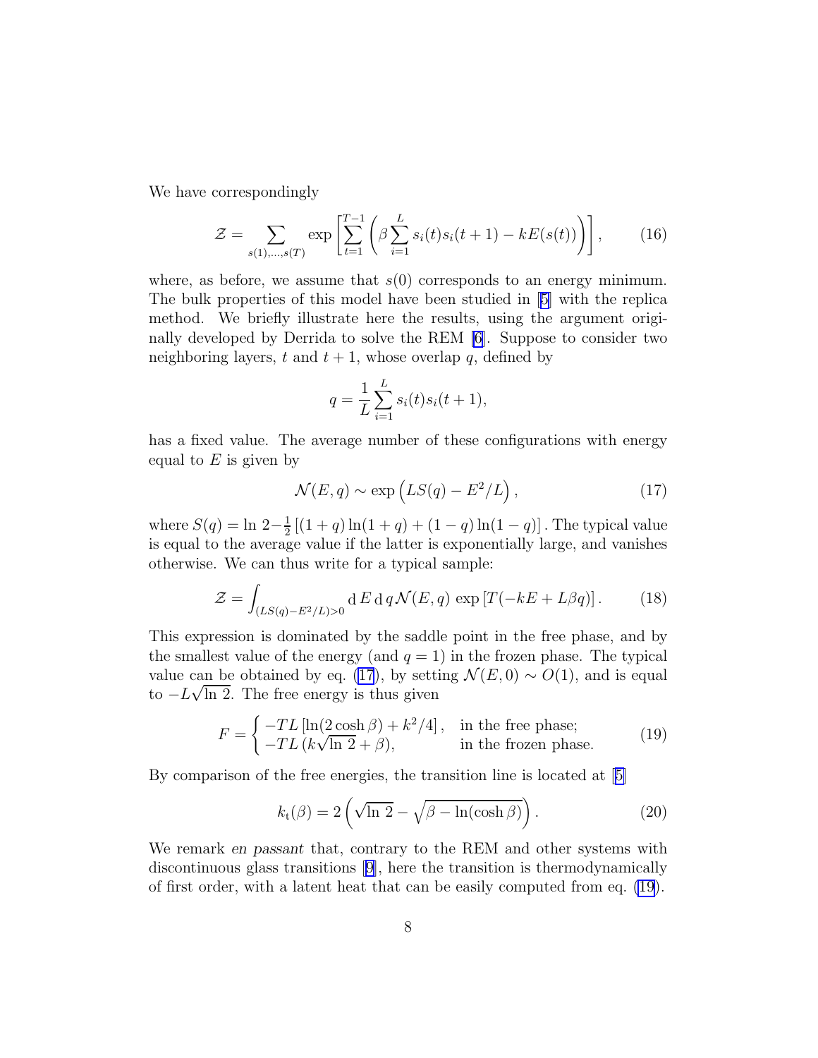We have correspondingly

$$\mathcal{Z} = \sum_{s(1),\ldots,s(T)} \exp\left[\sum_{t=1}^{T-1}\left(\beta\sum_{i=1}^{L} s_i(t)s_i(t+1) - kE(s(t))\right)\right], \tag{16}$$

where, as before, we assume that $s(0)$ corresponds to an energy minimum. The bulk properties of this model have been studied in [5] with the replica method. We briefly illustrate here the results, using the argument originally developed by Derrida to solve the REM [6]. Suppose to consider two neighboring layers, $t$ and $t+1$, whose overlap $q$, defined by

$$q = \frac{1}{L}\sum_{i=1}^{L} s_i(t)s_i(t+1),$$

has a fixed value. The average number of these configurations with energy equal to $E$ is given by

$$\mathcal{N}(E, q) \sim \exp\left(LS(q) - E^2/L\right), \tag{17}$$

where $S(q) = \ln 2 - \frac{1}{2}\left[(1+q)\ln(1+q) + (1-q)\ln(1-q)\right]$. The typical value is equal to the average value if the latter is exponentially large, and vanishes otherwise. We can thus write for a typical sample:

$$\mathcal{Z} = \int_{(LS(q)-E^2/L)>0} \mathrm{d}\,E\,\mathrm{d}\,q\,\mathcal{N}(E,q)\,\exp\left[T(-kE + L\beta q)\right]. \tag{18}$$

This expression is dominated by the saddle point in the free phase, and by the smallest value of the energy (and $q=1$) in the frozen phase. The typical value can be obtained by eq. (17), by setting $\mathcal{N}(E,0) \sim O(1)$, and is equal to $-L\sqrt{\ln 2}$. The free energy is thus given

$$F = \begin{cases} -TL\left[\ln(2\cosh\beta) + k^2/4\right], & \text{in the free phase;} \\ -TL\,(k\sqrt{\ln 2} + \beta), & \text{in the frozen phase.} \end{cases} \tag{19}$$

By comparison of the free energies, the transition line is located at [5]

$$k_{\mathrm{t}}(\beta) = 2\left(\sqrt{\ln 2} - \sqrt{\beta - \ln(\cosh\beta)}\right). \tag{20}$$

We remark *en passant* that, contrary to the REM and other systems with discontinuous glass transitions [9], here the transition is thermodynamically of first order, with a latent heat that can be easily computed from eq. (19).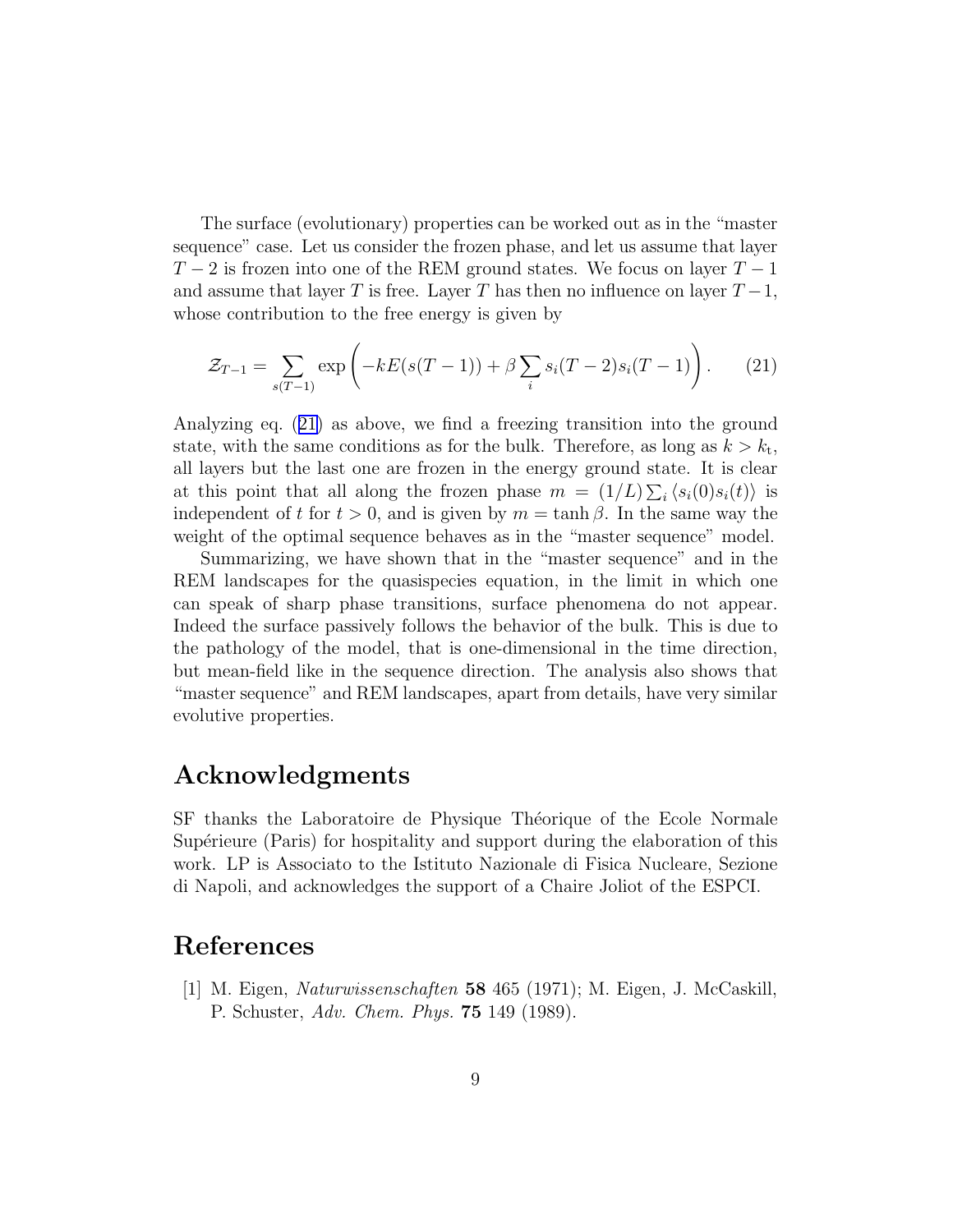The surface (evolutionary) properties can be worked out as in the "master sequence" case. Let us consider the frozen phase, and let us assume that layer $T-2$ is frozen into one of the REM ground states. We focus on layer $T-1$ and assume that layer $T$ is free. Layer $T$ has then no influence on layer $T-1$, whose contribution to the free energy is given by

$$\mathcal{Z}_{T-1} = \sum_{s(T-1)} \exp\left(-kE(s(T-1)) + \beta \sum_i s_i(T-2)s_i(T-1)\right). \qquad (21)$$

Analyzing eq. (21) as above, we find a freezing transition into the ground state, with the same conditions as for the bulk. Therefore, as long as $k > k_{\rm t}$, all layers but the last one are frozen in the energy ground state. It is clear at this point that all along the frozen phase $m = (1/L)\sum_i \langle s_i(0)s_i(t)\rangle$ is independent of $t$ for $t > 0$, and is given by $m = \tanh\beta$. In the same way the weight of the optimal sequence behaves as in the "master sequence" model.

Summarizing, we have shown that in the "master sequence" and in the REM landscapes for the quasispecies equation, in the limit in which one can speak of sharp phase transitions, surface phenomena do not appear. Indeed the surface passively follows the behavior of the bulk. This is due to the pathology of the model, that is one-dimensional in the time direction, but mean-field like in the sequence direction. The analysis also shows that "master sequence" and REM landscapes, apart from details, have very similar evolutive properties.

## Acknowledgments

SF thanks the Laboratoire de Physique Théorique of the Ecole Normale Supérieure (Paris) for hospitality and support during the elaboration of this work. LP is Associato to the Istituto Nazionale di Fisica Nucleare, Sezione di Napoli, and acknowledges the support of a Chaire Joliot of the ESPCI.

## References

[1] M. Eigen, *Naturwissenschaften* **58** 465 (1971); M. Eigen, J. McCaskill, P. Schuster, *Adv. Chem. Phys.* **75** 149 (1989).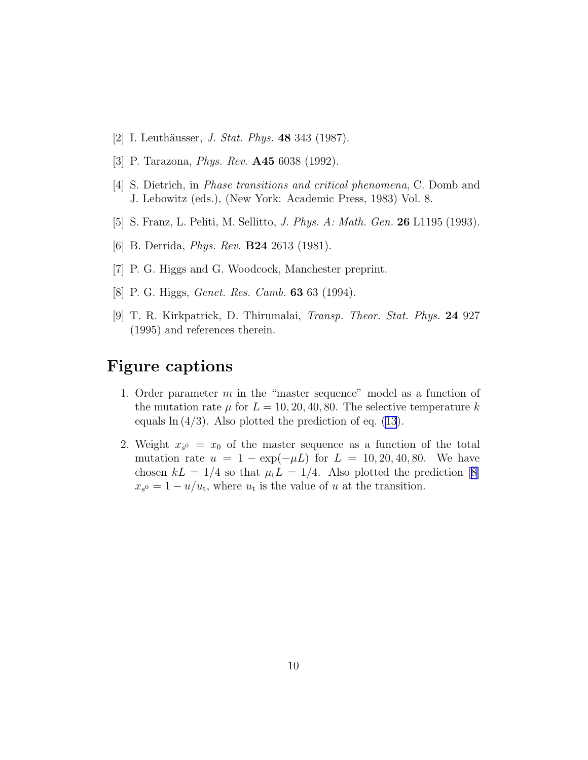[2] I. Leuthäusser, *J. Stat. Phys.* **48** 343 (1987).

[3] P. Tarazona, *Phys. Rev.* **A45** 6038 (1992).

[4] S. Dietrich, in *Phase transitions and critical phenomena*, C. Domb and J. Lebowitz (eds.), (New York: Academic Press, 1983) Vol. 8.

[5] S. Franz, L. Peliti, M. Sellitto, *J. Phys. A: Math. Gen.* **26** L1195 (1993).

[6] B. Derrida, *Phys. Rev.* **B24** 2613 (1981).

[7] P. G. Higgs and G. Woodcock, Manchester preprint.

[8] P. G. Higgs, *Genet. Res. Camb.* **63** 63 (1994).

[9] T. R. Kirkpatrick, D. Thirumalai, *Transp. Theor. Stat. Phys.* **24** 927 (1995) and references therein.

## Figure captions

1. Order parameter $m$ in the "master sequence" model as a function of the mutation rate $\mu$ for $L = 10, 20, 40, 80$. The selective temperature $k$ equals $\ln(4/3)$. Also plotted the prediction of eq. (13).

2. Weight $x_{s^0} = x_0$ of the master sequence as a function of the total mutation rate $u = 1 - \exp(-\mu L)$ for $L = 10, 20, 40, 80$. We have chosen $kL = 1/4$ so that $\mu_{\rm t} L = 1/4$. Also plotted the prediction [8] $x_{s^0} = 1 - u/u_{\rm t}$, where $u_{\rm t}$ is the value of $u$ at the transition.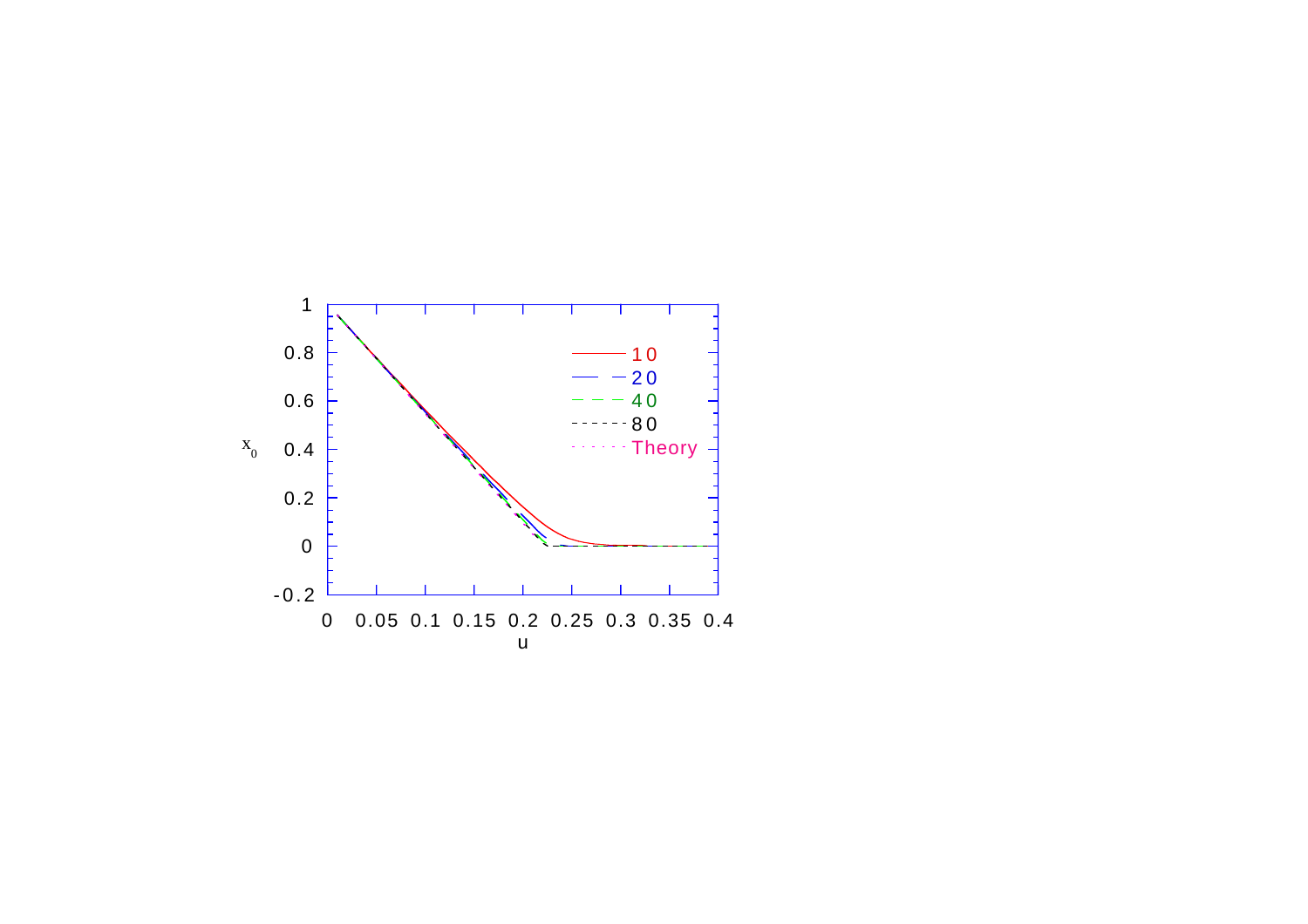1
0.8
0.6
0.4
0.2
0
-0.2

$x_0$

0
0.05
0.1
0.15
0.2
0.25
0.3
0.35
0.4

u

10
20
40
80
Theory